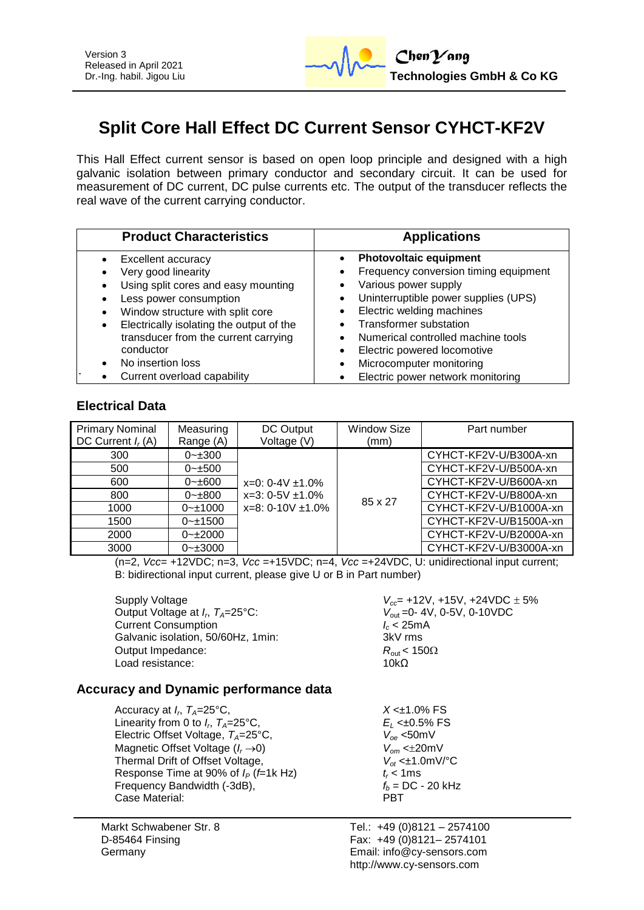Version 3
Released in April 2021
Dr.-Ing. habil. Jigou Liu

**ChenYang Technologies GmbH & Co KG**

# Split Core Hall Effect DC Current Sensor CYHCT-KF2V

This Hall Effect current sensor is based on open loop principle and designed with a high galvanic isolation between primary conductor and secondary circuit. It can be used for measurement of DC current, DC pulse currents etc. The output of the transducer reflects the real wave of the current carrying conductor.

| Product Characteristics | Applications |
|---|---|
| • Excellent accuracy<br>• Very good linearity<br>• Using split cores and easy mounting<br>• Less power consumption<br>• Window structure with split core<br>• Electrically isolating the output of the transducer from the current carrying conductor<br>• No insertion loss<br>• Current overload capability | • **Photovoltaic equipment**<br>• Frequency conversion timing equipment<br>• Various power supply<br>• Uninterruptible power supplies (UPS)<br>• Electric welding machines<br>• Transformer substation<br>• Numerical controlled machine tools<br>• Electric powered locomotive<br>• Microcomputer monitoring<br>• Electric power network monitoring |

## Electrical Data

| Primary Nominal DC Current $I_r$ (A) | Measuring Range (A) | DC Output Voltage (V) | Window Size (mm) | Part number |
|---|---|---|---|---|
| 300 | 0~±300 | x=0: 0-4V ±1.0%<br>x=3: 0-5V ±1.0%<br>x=8: 0-10V ±1.0% | 85 x 27 | CYHCT-KF2V-U/B300A-xn |
| 500 | 0~±500 | | | CYHCT-KF2V-U/B500A-xn |
| 600 | 0~±600 | | | CYHCT-KF2V-U/B600A-xn |
| 800 | 0~±800 | | | CYHCT-KF2V-U/B800A-xn |
| 1000 | 0~±1000 | | | CYHCT-KF2V-U/B1000A-xn |
| 1500 | 0~±1500 | | | CYHCT-KF2V-U/B1500A-xn |
| 2000 | 0~±2000 | | | CYHCT-KF2V-U/B2000A-xn |
| 3000 | 0~±3000 | | | CYHCT-KF2V-U/B3000A-xn |

(n=2, *Vcc*= +12VDC; n=3, *Vcc* =+15VDC; n=4, *Vcc* =+24VDC, U: unidirectional input current; B: bidirectional input current, please give U or B in Part number)

| | |
|---|---|
| Supply Voltage | $V_{cc}$= +12V, +15V, +24VDC ± 5% |
| Output Voltage at $I_r$, $T_A$=25°C: | $V_{out}$ =0- 4V, 0-5V, 0-10VDC |
| Current Consumption | $I_c$ < 25mA |
| Galvanic isolation, 50/60Hz, 1min: | 3kV rms |
| Output Impedance: | $R_{out}$ < 150Ω |
| Load resistance: | 10kΩ |

## Accuracy and Dynamic performance data

| | |
|---|---|
| Accuracy at $I_r$, $T_A$=25°C, | $X$ <±1.0% FS |
| Linearity from 0 to $I_r$, $T_A$=25°C, | $E_L$ <±0.5% FS |
| Electric Offset Voltage, $T_A$=25°C, | $V_{oe}$ <50mV |
| Magnetic Offset Voltage ($I_r \rightarrow 0$) | $V_{om}$ <±20mV |
| Thermal Drift of Offset Voltage, | $V_{ot}$ <±1.0mV/°C |
| Response Time at 90% of $I_P$ ($f$=1k Hz) | $t_r$ < 1ms |
| Frequency Bandwidth (-3dB), | $f_b$ = DC - 20 kHz |
| Case Material: | PBT |

Markt Schwabener Str. 8
D-85464 Finsing
Germany

Tel.: +49 (0)8121 – 2574100
Fax: +49 (0)8121– 2574101
Email: info@cy-sensors.com
http://www.cy-sensors.com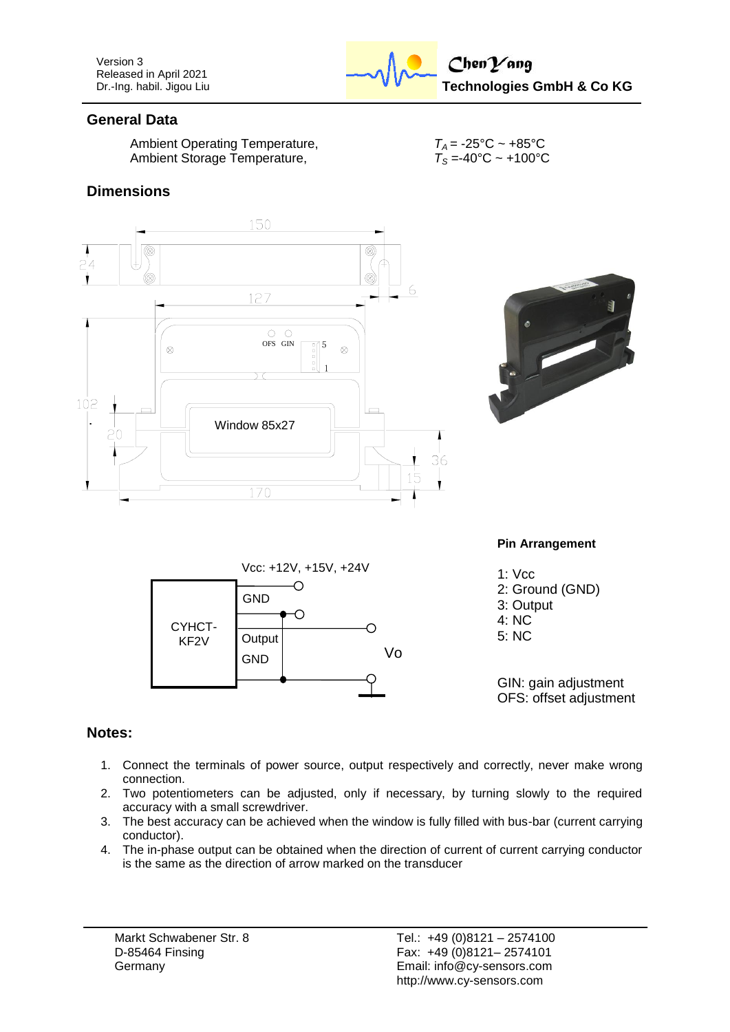## General Data

Ambient Operating Temperature, $T_A$ = -25°C ~ +85°C
Ambient Storage Temperature, $T_S$ =-40°C ~ +100°C

## Dimensions

150
24
6
127
OFS GIN
5
1
102
20
Window 85x27
36
15
170

Vcc: +12V, +15V, +24V
GND
CYHCT-KF2V
Output
GND
Vo

**Pin Arrangement**

1: Vcc
2: Ground (GND)
3: Output
4: NC
5: NC

GIN: gain adjustment
OFS: offset adjustment

## Notes:

1. Connect the terminals of power source, output respectively and correctly, never make wrong connection.
2. Two potentiometers can be adjusted, only if necessary, by turning slowly to the required accuracy with a small screwdriver.
3. The best accuracy can be achieved when the window is fully filled with bus-bar (current carrying conductor).
4. The in-phase output can be obtained when the direction of current of current carrying conductor is the same as the direction of arrow marked on the transducer

Markt Schwabener Str. 8
D-85464 Finsing
Germany

Tel.: +49 (0)8121 – 2574100
Fax: +49 (0)8121– 2574101
Email: info@cy-sensors.com
http://www.cy-sensors.com